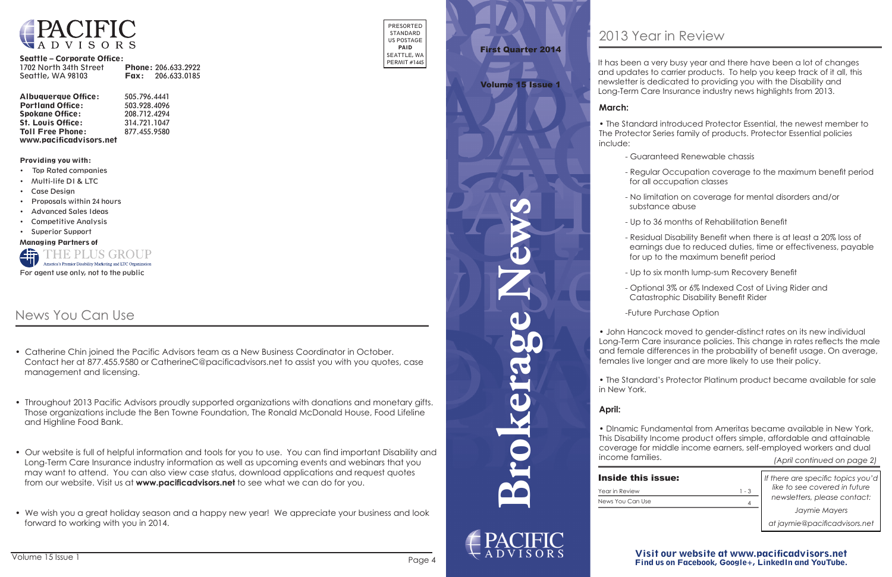# PACIFIC ADVISORS

**Seattle – Corporate Office:**
1702 North 34th Street
Seattle, WA 98103

**Phone:** 206.633.2922
**Fax:** 206.633.0185

**Albuquerque Office:** 505.796.4441
**Portland Office:** 503.928.4096
**Spokane Office:** 208.712.4294
**St. Louis Office:** 314.721.1047
**Toll Free Phone:** 877.455.9580
**www.pacificadvisors.net**

**Providing you with:**

- Top Rated companies
- Multi-life DI & LTC
- Case Design
- Proposals within 24 hours
- Advanced Sales Ideas
- Competitive Analysis
- Superior Support

**Managing Partners of**

THE PLUS GROUP
America's Premier Disability Marketing and LTC Organization

For agent use only, not to the public

PRESORTED STANDARD US POSTAGE **PAID** SEATTLE, WA PERMIT #1445

## News You Can Use

- Catherine Chin joined the Pacific Advisors team as a New Business Coordinator in October. Contact her at 877.455.9580 or CatherineC@pacificadvisors.net to assist you with you quotes, case management and licensing.
- Throughout 2013 Pacific Advisors proudly supported organizations with donations and monetary gifts. Those organizations include the Ben Towne Foundation, The Ronald McDonald House, Food Lifeline and Highline Food Bank.
- Our website is full of helpful information and tools for you to use. You can find important Disability and Long-Term Care Insurance industry information as well as upcoming events and webinars that you may want to attend. You can also view case status, download applications and request quotes from our website. Visit us at **www.pacificadvisors.net** to see what we can do for you.
- We wish you a great holiday season and a happy new year! We appreciate your business and look forward to working with you in 2014.

# Brokerage News

**First Quarter 2014**

**Volume 15 Issue 1**

PACIFIC ADVISORS

## 2013 Year in Review

It has been a very busy year and there have been a lot of changes and updates to carrier products. To help you keep track of it all, this newsletter is dedicated to providing you with the Disability and Long-Term Care Insurance industry news highlights from 2013.

### March:

- The Standard introduced Protector Essential, the newest member to The Protector Series family of products. Protector Essential policies include:
  - Guaranteed Renewable chassis
  - Regular Occupation coverage to the maximum benefit period for all occupation classes
  - No limitation on coverage for mental disorders and/or substance abuse
  - Up to 36 months of Rehabilitation Benefit
  - Residual Disability Benefit when there is at least a 20% loss of earnings due to reduced duties, time or effectiveness, payable for up to the maximum benefit period
  - Up to six month lump-sum Recovery Benefit
  - Optional 3% or 6% Indexed Cost of Living Rider and Catastrophic Disability Benefit Rider
  - Future Purchase Option
- John Hancock moved to gender-distinct rates on its new individual Long-Term Care insurance policies. This change in rates reflects the male and female differences in the probability of benefit usage. On average, females live longer and are more likely to use their policy.
- The Standard's Protector Platinum product became available for sale in New York.

### April:

- DInamic Fundamental from Ameritas became available in New York. This Disability Income product offers simple, affordable and attainable coverage for middle income earners, self-employed workers and dual income families.

*(April continued on page 2)*

**Inside this issue:**

| | |
|---|---|
| Year in Review | 1 - 3 |
| News You Can Use | 4 |

*If there are specific topics you'd like to see covered in future newsletters, please contact:*

*Jaymie Mayers*

*at jaymie@pacificadvisors.net*

**Visit our website at www.pacificadvisors.net**
**Find us on Facebook, Google+, LinkedIn and YouTube.**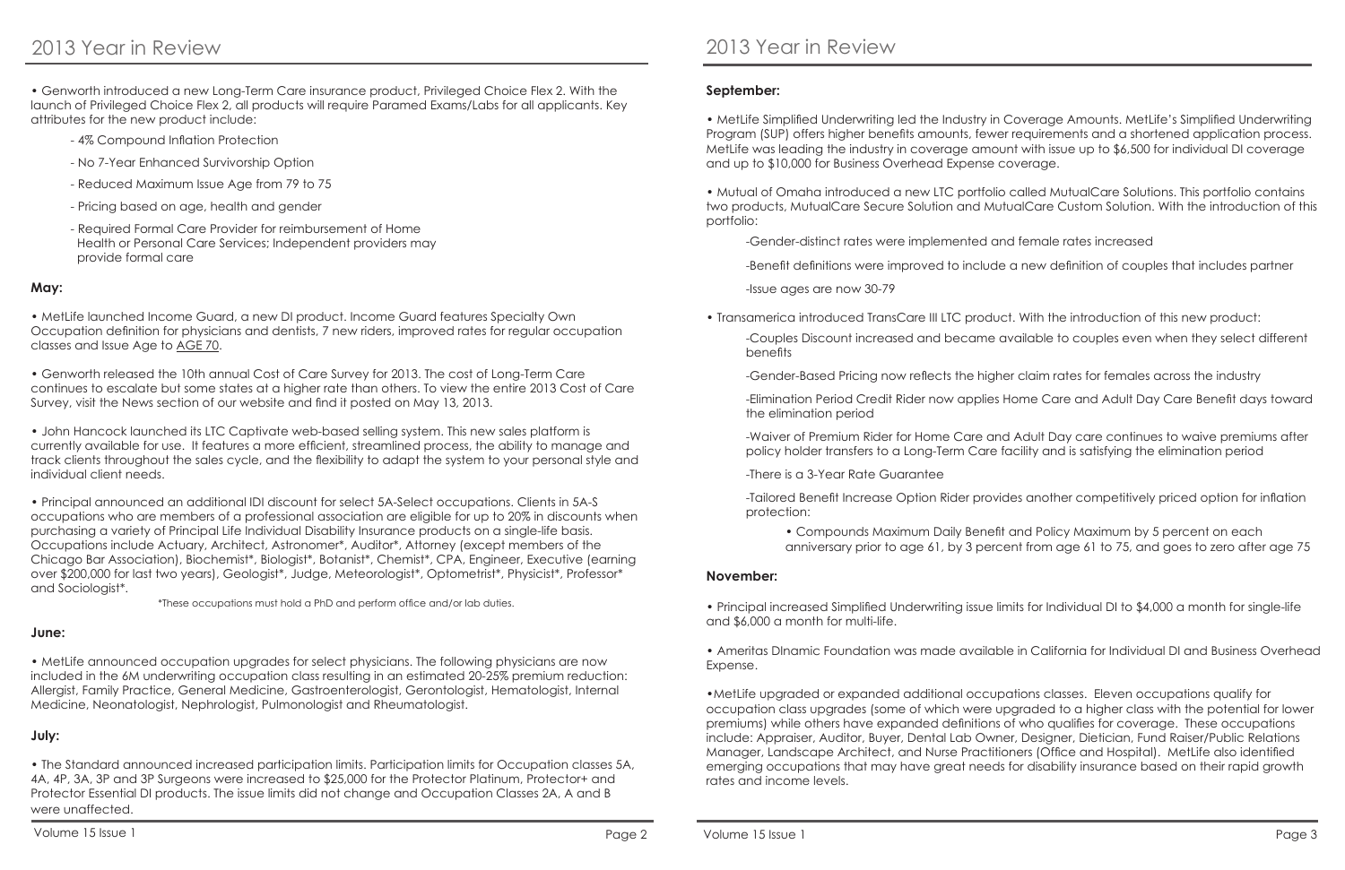# 2013 Year in Review

- Genworth introduced a new Long-Term Care insurance product, Privileged Choice Flex 2. With the launch of Privileged Choice Flex 2, all products will require Paramed Exams/Labs for all applicants. Key attributes for the new product include:
  - 4% Compound Inflation Protection
  - No 7-Year Enhanced Survivorship Option
  - Reduced Maximum Issue Age from 79 to 75
  - Pricing based on age, health and gender
  - Required Formal Care Provider for reimbursement of Home Health or Personal Care Services; Independent providers may provide formal care

### May:

- MetLife launched Income Guard, a new DI product. Income Guard features Specialty Own Occupation definition for physicians and dentists, 7 new riders, improved rates for regular occupation classes and Issue Age to AGE 70.

- Genworth released the 10th annual Cost of Care Survey for 2013. The cost of Long-Term Care continues to escalate but some states at a higher rate than others. To view the entire 2013 Cost of Care Survey, visit the News section of our website and find it posted on May 13, 2013.

- John Hancock launched its LTC Captivate web-based selling system. This new sales platform is currently available for use. It features a more efficient, streamlined process, the ability to manage and track clients throughout the sales cycle, and the flexibility to adapt the system to your personal style and individual client needs.

- Principal announced an additional IDI discount for select 5A-Select occupations. Clients in 5A-S occupations who are members of a professional association are eligible for up to 20% in discounts when purchasing a variety of Principal Life Individual Disability Insurance products on a single-life basis. Occupations include Actuary, Architect, Astronomer*, Auditor*, Attorney (except members of the Chicago Bar Association), Biochemist*, Biologist*, Botanist*, Chemist*, CPA, Engineer, Executive (earning over $200,000 for last two years), Geologist*, Judge, Meteorologist*, Optometrist*, Physicist*, Professor* and Sociologist*.

*These occupations must hold a PhD and perform office and/or lab duties.

### June:

- MetLife announced occupation upgrades for select physicians. The following physicians are now included in the 6M underwriting occupation class resulting in an estimated 20-25% premium reduction: Allergist, Family Practice, General Medicine, Gastroenterologist, Gerontologist, Hematologist, Internal Medicine, Neonatologist, Nephrologist, Pulmonologist and Rheumatologist.

### July:

- The Standard announced increased participation limits. Participation limits for Occupation classes 5A, 4A, 4P, 3A, 3P and 3P Surgeons were increased to $25,000 for the Protector Platinum, Protector+ and Protector Essential DI products. The issue limits did not change and Occupation Classes 2A, A and B were unaffected.

### September:

- MetLife Simplified Underwriting led the Industry in Coverage Amounts. MetLife's Simplified Underwriting Program (SUP) offers higher benefits amounts, fewer requirements and a shortened application process. MetLife was leading the industry in coverage amount with issue up to $6,500 for individual DI coverage and up to $10,000 for Business Overhead Expense coverage.

- Mutual of Omaha introduced a new LTC portfolio called MutualCare Solutions. This portfolio contains two products, MutualCare Secure Solution and MutualCare Custom Solution. With the introduction of this portfolio:
  - Gender-distinct rates were implemented and female rates increased
  - Benefit definitions were improved to include a new definition of couples that includes partner
  - Issue ages are now 30-79

- Transamerica introduced TransCare III LTC product. With the introduction of this new product:
  - Couples Discount increased and became available to couples even when they select different benefits
  - Gender-Based Pricing now reflects the higher claim rates for females across the industry
  - Elimination Period Credit Rider now applies Home Care and Adult Day Care Benefit days toward the elimination period
  - Waiver of Premium Rider for Home Care and Adult Day care continues to waive premiums after policy holder transfers to a Long-Term Care facility and is satisfying the elimination period
  - There is a 3-Year Rate Guarantee
  - Tailored Benefit Increase Option Rider provides another competitively priced option for inflation protection:
    - Compounds Maximum Daily Benefit and Policy Maximum by 5 percent on each anniversary prior to age 61, by 3 percent from age 61 to 75, and goes to zero after age 75

### November:

- Principal increased Simplified Underwriting issue limits for Individual DI to $4,000 a month for single-life and $6,000 a month for multi-life.

- Ameritas DInamic Foundation was made available in California for Individual DI and Business Overhead Expense.

- MetLife upgraded or expanded additional occupations classes. Eleven occupations qualify for occupation class upgrades (some of which were upgraded to a higher class with the potential for lower premiums) while others have expanded definitions of who qualifies for coverage. These occupations include: Appraiser, Auditor, Buyer, Dental Lab Owner, Designer, Dietician, Fund Raiser/Public Relations Manager, Landscape Architect, and Nurse Practitioners (Office and Hospital). MetLife also identified emerging occupations that may have great needs for disability insurance based on their rapid growth rates and income levels.